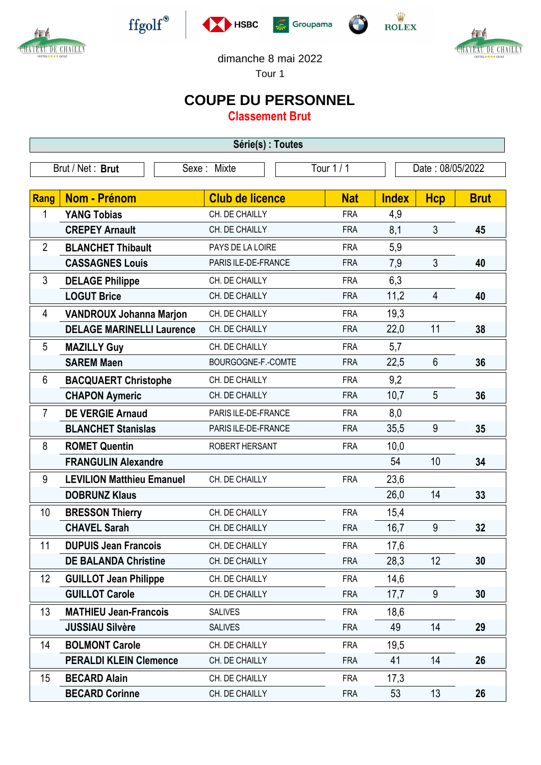dimanche 8 mai 2022

Tour 1

# COUPE DU PERSONNEL

## Classement Brut

**Série(s) : Toutes**

| Brut / Net : **Brut** | Sexe : Mixte | Tour 1 / 1 | Date : 08/05/2022 |
|---|---|---|---|

| Rang | Nom - Prénom | Club de licence | Nat | Index | Hcp | Brut |
|---|---|---|---|---|---|---|
| 1 | **YANG Tobias** | CH. DE CHAILLY | FRA | 4,9 | | |
| | **CREPEY Arnault** | CH. DE CHAILLY | FRA | 8,1 | 3 | **45** |
| 2 | **BLANCHET Thibault** | PAYS DE LA LOIRE | FRA | 5,9 | | |
| | **CASSAGNES Louis** | PARIS ILE-DE-FRANCE | FRA | 7,9 | 3 | **40** |
| 3 | **DELAGE Philippe** | CH. DE CHAILLY | FRA | 6,3 | | |
| | **LOGUT Brice** | CH. DE CHAILLY | FRA | 11,2 | 4 | **40** |
| 4 | **VANDROUX Johanna Marjon** | CH. DE CHAILLY | FRA | 19,3 | | |
| | **DELAGE MARINELLI Laurence** | CH. DE CHAILLY | FRA | 22,0 | 11 | **38** |
| 5 | **MAZILLY Guy** | CH. DE CHAILLY | FRA | 5,7 | | |
| | **SAREM Maen** | BOURGOGNE-F.-COMTE | FRA | 22,5 | 6 | **36** |
| 6 | **BACQUAERT Christophe** | CH. DE CHAILLY | FRA | 9,2 | | |
| | **CHAPON Aymeric** | CH. DE CHAILLY | FRA | 10,7 | 5 | **36** |
| 7 | **DE VERGIE Arnaud** | PARIS ILE-DE-FRANCE | FRA | 8,0 | | |
| | **BLANCHET Stanislas** | PARIS ILE-DE-FRANCE | FRA | 35,5 | 9 | **35** |
| 8 | **ROMET Quentin** | ROBERT HERSANT | FRA | 10,0 | | |
| | **FRANGULIN Alexandre** | | | 54 | 10 | **34** |
| 9 | **LEVILION Matthieu Emanuel** | CH. DE CHAILLY | FRA | 23,6 | | |
| | **DOBRUNZ Klaus** | | | 26,0 | 14 | **33** |
| 10 | **BRESSON Thierry** | CH. DE CHAILLY | FRA | 15,4 | | |
| | **CHAVEL Sarah** | CH. DE CHAILLY | FRA | 16,7 | 9 | **32** |
| 11 | **DUPUIS Jean Francois** | CH. DE CHAILLY | FRA | 17,6 | | |
| | **DE BALANDA Christine** | CH. DE CHAILLY | FRA | 28,3 | 12 | **30** |
| 12 | **GUILLOT Jean Philippe** | CH. DE CHAILLY | FRA | 14,6 | | |
| | **GUILLOT Carole** | CH. DE CHAILLY | FRA | 17,7 | 9 | **30** |
| 13 | **MATHIEU Jean-Francois** | SALIVES | FRA | 18,6 | | |
| | **JUSSIAU Silvère** | SALIVES | FRA | 49 | 14 | **29** |
| 14 | **BOLMONT Carole** | CH. DE CHAILLY | FRA | 19,5 | | |
| | **PERALDI KLEIN Clemence** | CH. DE CHAILLY | FRA | 41 | 14 | **26** |
| 15 | **BECARD Alain** | CH. DE CHAILLY | FRA | 17,3 | | |
| | **BECARD Corinne** | CH. DE CHAILLY | FRA | 53 | 13 | **26** |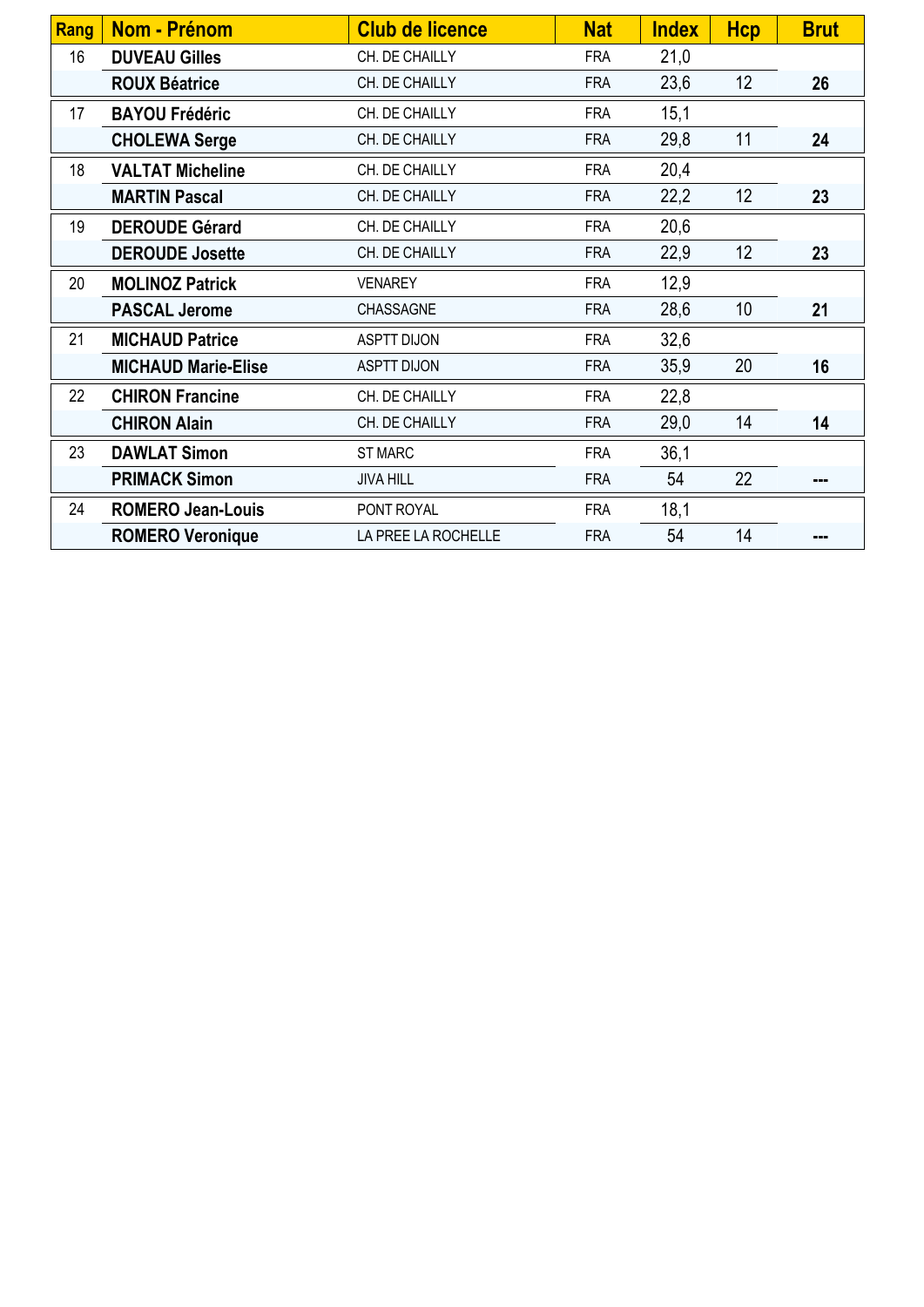| Rang | Nom - Prénom | Club de licence | Nat | Index | Hcp | Brut |
|---|---|---|---|---|---|---|
| 16 | **DUVEAU Gilles** | CH. DE CHAILLY | FRA | 21,0 | | |
| | **ROUX Béatrice** | CH. DE CHAILLY | FRA | 23,6 | 12 | **26** |
| 17 | **BAYOU Frédéric** | CH. DE CHAILLY | FRA | 15,1 | | |
| | **CHOLEWA Serge** | CH. DE CHAILLY | FRA | 29,8 | 11 | **24** |
| 18 | **VALTAT Micheline** | CH. DE CHAILLY | FRA | 20,4 | | |
| | **MARTIN Pascal** | CH. DE CHAILLY | FRA | 22,2 | 12 | **23** |
| 19 | **DEROUDE Gérard** | CH. DE CHAILLY | FRA | 20,6 | | |
| | **DEROUDE Josette** | CH. DE CHAILLY | FRA | 22,9 | 12 | **23** |
| 20 | **MOLINOZ Patrick** | VENAREY | FRA | 12,9 | | |
| | **PASCAL Jerome** | CHASSAGNE | FRA | 28,6 | 10 | **21** |
| 21 | **MICHAUD Patrice** | ASPTT DIJON | FRA | 32,6 | | |
| | **MICHAUD Marie-Elise** | ASPTT DIJON | FRA | 35,9 | 20 | **16** |
| 22 | **CHIRON Francine** | CH. DE CHAILLY | FRA | 22,8 | | |
| | **CHIRON Alain** | CH. DE CHAILLY | FRA | 29,0 | 14 | **14** |
| 23 | **DAWLAT Simon** | ST MARC | FRA | 36,1 | | |
| | **PRIMACK Simon** | JIVA HILL | FRA | 54 | 22 | **---** |
| 24 | **ROMERO Jean-Louis** | PONT ROYAL | FRA | 18,1 | | |
| | **ROMERO Veronique** | LA PREE LA ROCHELLE | FRA | 54 | 14 | **---** |